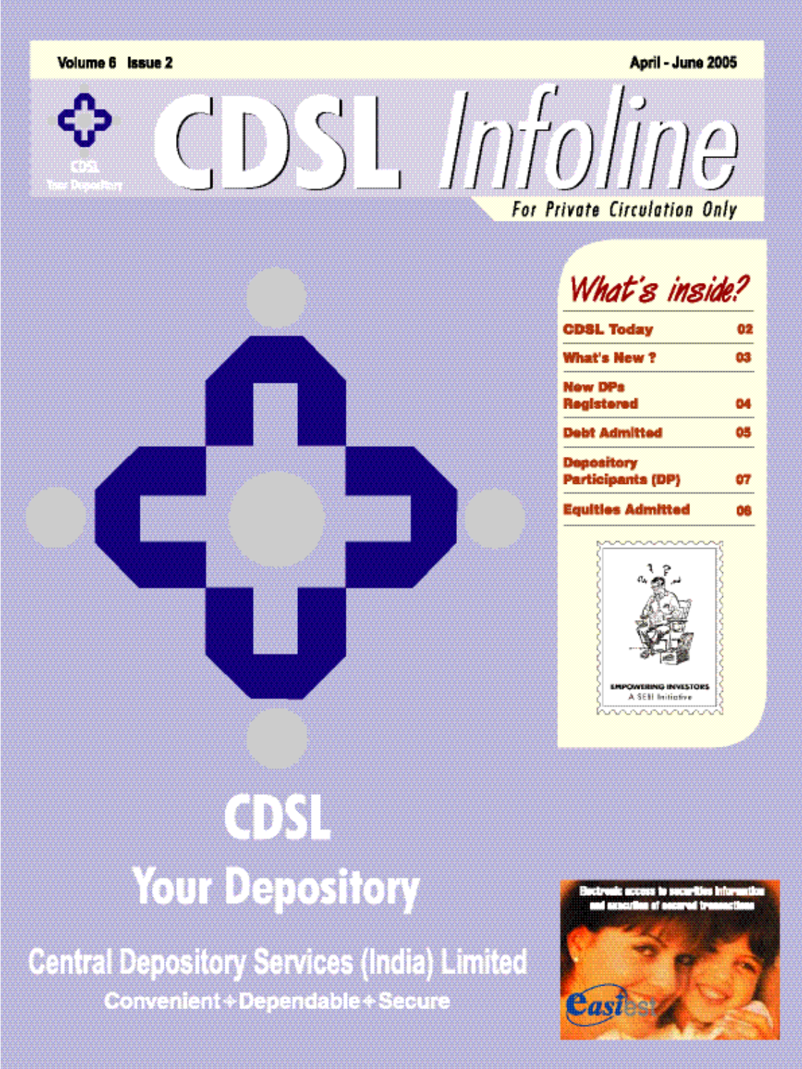Volume 6 Issue 2

April - June 2005

# CDSL Infoline

For Private Circulation Only

## What's inside?

| | |
|---|---|
| CDSL Today | 02 |
| What's New ? | 03 |
| New DPs Registered | 04 |
| Debt Admitted | 05 |
| Depository Participants (DP) | 07 |
| Equities Admitted | 08 |

EMPOWERING INVESTORS
A SEBI Initiative

# CDSL

## Your Depository

## Central Depository Services (India) Limited

Convenient ✦ Dependable ✦ Secure

Electronic access to securities information and execution of secured transactions

easiest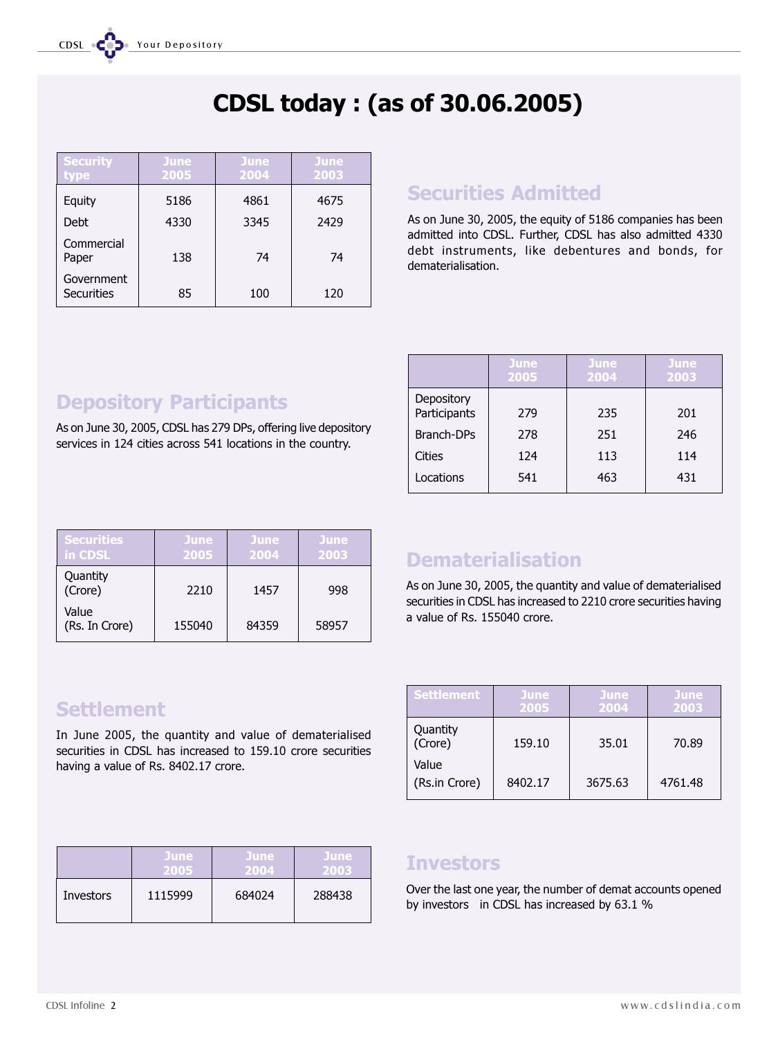# CDSL today : (as of 30.06.2005)

## Securities Admitted

As on June 30, 2005, the equity of 5186 companies has been admitted into CDSL. Further, CDSL has also admitted 4330 debt instruments, like debentures and bonds, for dematerialisation.

| Security type | June 2005 | June 2004 | June 2003 |
|---|---|---|---|
| Equity | 5186 | 4861 | 4675 |
| Debt | 4330 | 3345 | 2429 |
| Commercial Paper | 138 | 74 | 74 |
| Government Securities | 85 | 100 | 120 |

## Depository Participants

As on June 30, 2005, CDSL has 279 DPs, offering live depository services in 124 cities across 541 locations in the country.

| | June 2005 | June 2004 | June 2003 |
|---|---|---|---|
| Depository Participants | 279 | 235 | 201 |
| Branch-DPs | 278 | 251 | 246 |
| Cities | 124 | 113 | 114 |
| Locations | 541 | 463 | 431 |

## Dematerialisation

As on June 30, 2005, the quantity and value of dematerialised securities in CDSL has increased to 2210 crore securities having a value of Rs. 155040 crore.

| Securities in CDSL | June 2005 | June 2004 | June 2003 |
|---|---|---|---|
| Quantity (Crore) | 2210 | 1457 | 998 |
| Value (Rs. In Crore) | 155040 | 84359 | 58957 |

## Settlement

In June 2005, the quantity and value of dematerialised securities in CDSL has increased to 159.10 crore securities having a value of Rs. 8402.17 crore.

| Settlement | June 2005 | June 2004 | June 2003 |
|---|---|---|---|
| Quantity (Crore) | 159.10 | 35.01 | 70.89 |
| Value (Rs.in Crore) | 8402.17 | 3675.63 | 4761.48 |

## Investors

Over the last one year, the number of demat accounts opened by investors in CDSL has increased by 63.1 %

| | June 2005 | June 2004 | June 2003 |
|---|---|---|---|
| Investors | 1115999 | 684024 | 288438 |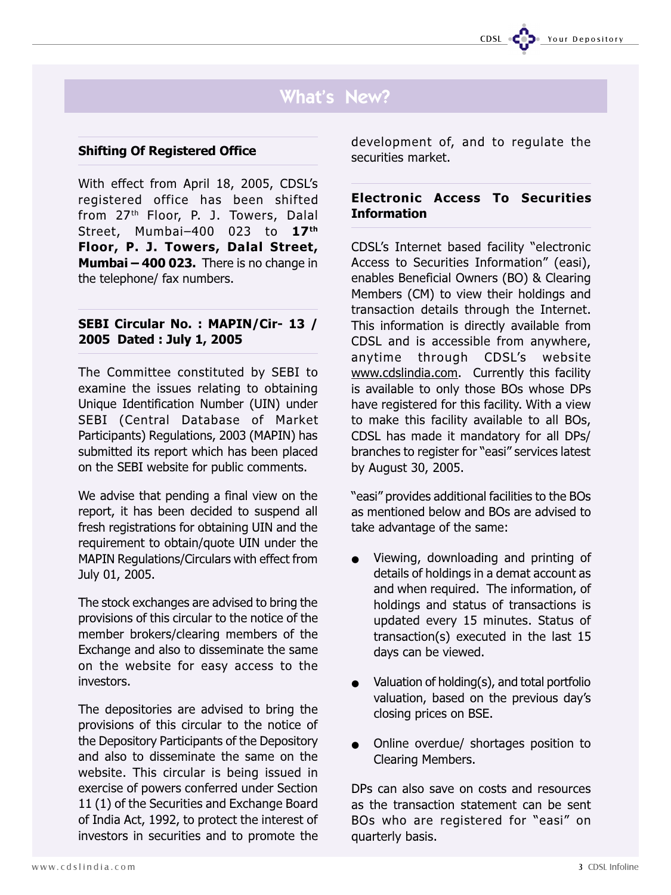# What's New?

### Shifting Of Registered Office

With effect from April 18, 2005, CDSL's registered office has been shifted from 27th Floor, P. J. Towers, Dalal Street, Mumbai–400 023 to **17th Floor, P. J. Towers, Dalal Street, Mumbai – 400 023.** There is no change in the telephone/ fax numbers.

### SEBI Circular No. : MAPIN/Cir- 13 / 2005 Dated : July 1, 2005

The Committee constituted by SEBI to examine the issues relating to obtaining Unique Identification Number (UIN) under SEBI (Central Database of Market Participants) Regulations, 2003 (MAPIN) has submitted its report which has been placed on the SEBI website for public comments.

We advise that pending a final view on the report, it has been decided to suspend all fresh registrations for obtaining UIN and the requirement to obtain/quote UIN under the MAPIN Regulations/Circulars with effect from July 01, 2005.

The stock exchanges are advised to bring the provisions of this circular to the notice of the member brokers/clearing members of the Exchange and also to disseminate the same on the website for easy access to the investors.

The depositories are advised to bring the provisions of this circular to the notice of the Depository Participants of the Depository and also to disseminate the same on the website. This circular is being issued in exercise of powers conferred under Section 11 (1) of the Securities and Exchange Board of India Act, 1992, to protect the interest of investors in securities and to promote the development of, and to regulate the securities market.

### Electronic Access To Securities Information

CDSL's Internet based facility "electronic Access to Securities Information" (easi), enables Beneficial Owners (BO) & Clearing Members (CM) to view their holdings and transaction details through the Internet. This information is directly available from CDSL and is accessible from anywhere, anytime through CDSL's website www.cdslindia.com. Currently this facility is available to only those BOs whose DPs have registered for this facility. With a view to make this facility available to all BOs, CDSL has made it mandatory for all DPs/ branches to register for "easi" services latest by August 30, 2005.

"easi" provides additional facilities to the BOs as mentioned below and BOs are advised to take advantage of the same:

- Viewing, downloading and printing of details of holdings in a demat account as and when required. The information, of holdings and status of transactions is updated every 15 minutes. Status of transaction(s) executed in the last 15 days can be viewed.
- Valuation of holding(s), and total portfolio valuation, based on the previous day's closing prices on BSE.
- Online overdue/ shortages position to Clearing Members.

DPs can also save on costs and resources as the transaction statement can be sent BOs who are registered for "easi" on quarterly basis.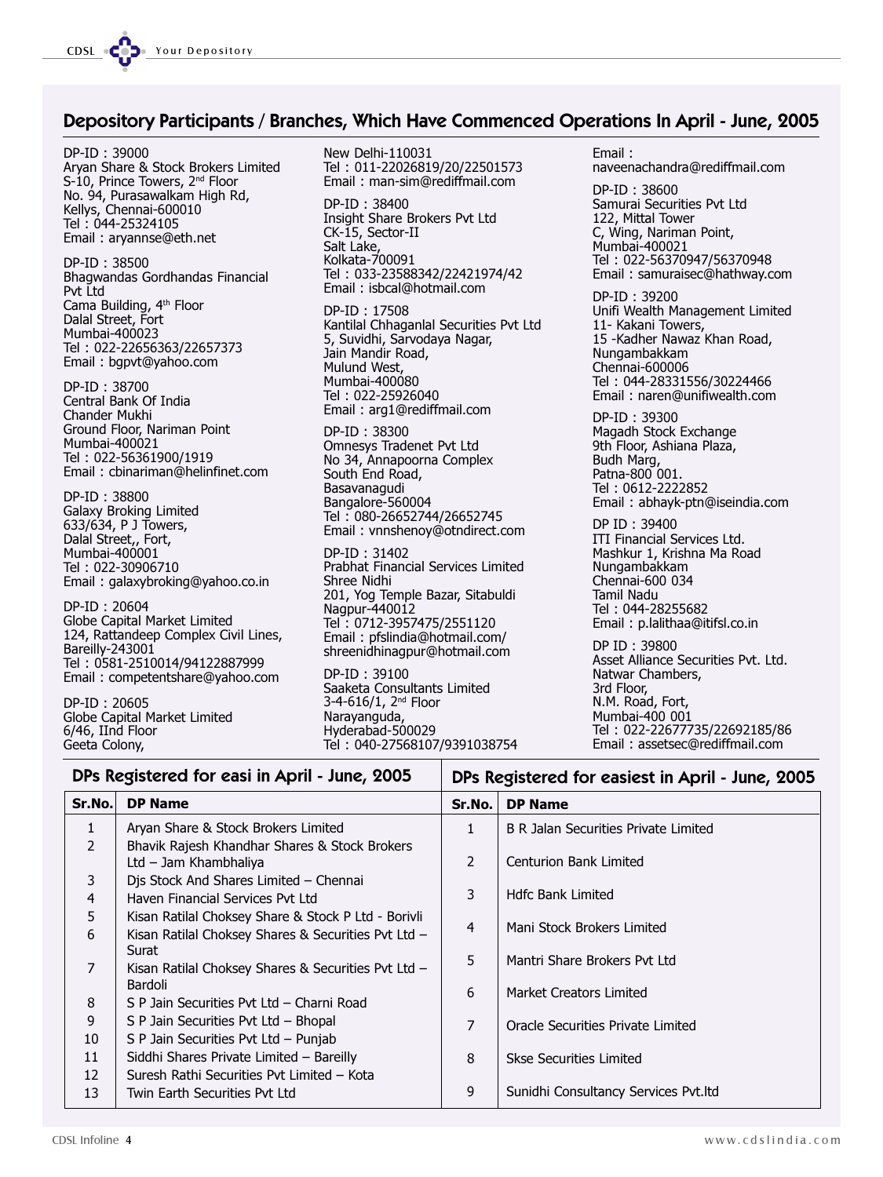## Depository Participants / Branches, Which Have Commenced Operations In April - June, 2005

DP-ID : 39000
Aryan Share & Stock Brokers Limited
S-10, Prince Towers, 2nd Floor
No. 94, Purasawalkam High Rd,
Kellys, Chennai-600010
Tel : 044-25324105
Email : aryannse@eth.net

DP-ID : 38500
Bhagwandas Gordhandas Financial Pvt Ltd
Cama Building, 4th Floor
Dalal Street, Fort
Mumbai-400023
Tel : 022-22656363/22657373
Email : bgpvt@yahoo.com

DP-ID : 38700
Central Bank Of India
Chander Mukhi
Ground Floor, Nariman Point
Mumbai-400021
Tel : 022-56361900/1919
Email : cbinariman@helinfinet.com

DP-ID : 38800
Galaxy Broking Limited
633/634, P J Towers,
Dalal Street,, Fort,
Mumbai-400001
Tel : 022-30906710
Email : galaxybroking@yahoo.co.in

DP-ID : 20604
Globe Capital Market Limited
124, Rattandeep Complex Civil Lines,
Bareilly-243001
Tel : 0581-2510014/94122887999
Email : competentshare@yahoo.com

DP-ID : 20605
Globe Capital Market Limited
6/46, IInd Floor
Geeta Colony,
New Delhi-110031
Tel : 011-22026819/20/22501573
Email : man-sim@rediffmail.com

DP-ID : 38400
Insight Share Brokers Pvt Ltd
CK-15, Sector-II
Salt Lake,
Kolkata-700091
Tel : 033-23588342/22421974/42
Email : isbcal@hotmail.com

DP-ID : 17508
Kantilal Chhaganlal Securities Pvt Ltd
5, Suvidhi, Sarvodaya Nagar,
Jain Mandir Road,
Mulund West,
Mumbai-400080
Tel : 022-25926040
Email : arg1@rediffmail.com

DP-ID : 38300
Omnesys Tradenet Pvt Ltd
No 34, Annapoorna Complex
South End Road,
Basavanagudi
Bangalore-560004
Tel : 080-26652744/26652745
Email : vnnshenoy@otndirect.com

DP-ID : 31402
Prabhat Financial Services Limited
Shree Nidhi
201, Yog Temple Bazar, Sitabuldi
Nagpur-440012
Tel : 0712-3957475/2551120
Email : pfslindia@hotmail.com/ shreenidhinagpur@hotmail.com

DP-ID : 39100
Saaketa Consultants Limited
3-4-616/1, 2nd Floor
Narayanguda,
Hyderabad-500029
Tel : 040-27568107/9391038754
Email : naveenachandra@rediffmail.com

DP-ID : 38600
Samurai Securities Pvt Ltd
122, Mittal Tower
C, Wing, Nariman Point,
Mumbai-400021
Tel : 022-56370947/56370948
Email : samuraisec@hathway.com

DP-ID : 39200
Unifi Wealth Management Limited
11- Kakani Towers,
15 -Kadher Nawaz Khan Road,
Nungambakkam
Chennai-600006
Tel : 044-28331556/30224466
Email : naren@unifiwealth.com

DP-ID : 39300
Magadh Stock Exchange
9th Floor, Ashiana Plaza,
Budh Marg,
Patna-800 001.
Tel : 0612-2222852
Email : abhayk-ptn@iseindia.com

DP ID : 39400
ITI Financial Services Ltd.
Mashkur 1, Krishna Ma Road
Nungambakkam
Chennai-600 034
Tamil Nadu
Tel : 044-28255682
Email : p.lalithaa@itifsl.co.in

DP ID : 39800
Asset Alliance Securities Pvt. Ltd.
Natwar Chambers,
3rd Floor,
N.M. Road, Fort,
Mumbai-400 001
Tel : 022-22677735/22692185/86
Email : assetsec@rediffmail.com

## DPs Registered for easi in April - June, 2005

| Sr.No. | DP Name |
|---|---|
| 1 | Aryan Share & Stock Brokers Limited |
| 2 | Bhavik Rajesh Khandhar Shares & Stock Brokers Ltd – Jam Khambhaliya |
| 3 | Djs Stock And Shares Limited – Chennai |
| 4 | Haven Financial Services Pvt Ltd |
| 5 | Kisan Ratilal Choksey Share & Stock P Ltd - Borivli |
| 6 | Kisan Ratilal Choksey Shares & Securities Pvt Ltd – Surat |
| 7 | Kisan Ratilal Choksey Shares & Securities Pvt Ltd – Bardoli |
| 8 | S P Jain Securities Pvt Ltd – Charni Road |
| 9 | S P Jain Securities Pvt Ltd – Bhopal |
| 10 | S P Jain Securities Pvt Ltd – Punjab |
| 11 | Siddhi Shares Private Limited – Bareilly |
| 12 | Suresh Rathi Securities Pvt Limited – Kota |
| 13 | Twin Earth Securities Pvt Ltd |

## DPs Registered for easiest in April - June, 2005

| Sr.No. | DP Name |
|---|---|
| 1 | B R Jalan Securities Private Limited |
| 2 | Centurion Bank Limited |
| 3 | Hdfc Bank Limited |
| 4 | Mani Stock Brokers Limited |
| 5 | Mantri Share Brokers Pvt Ltd |
| 6 | Market Creators Limited |
| 7 | Oracle Securities Private Limited |
| 8 | Skse Securities Limited |
| 9 | Sunidhi Consultancy Services Pvt.ltd |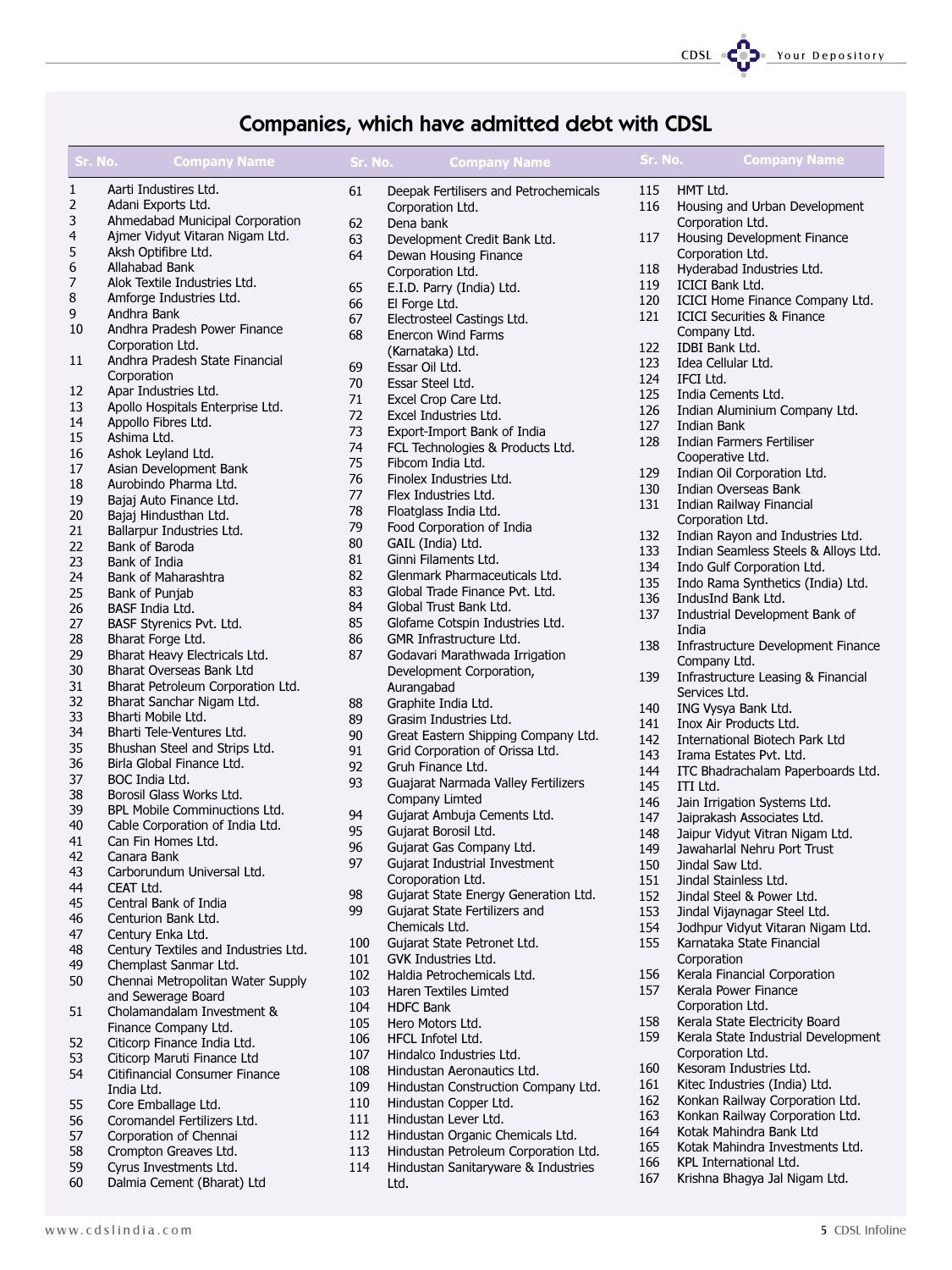## Companies, which have admitted debt with CDSL

| Sr. No. | Company Name |
|---|---|
| 1 | Aarti Industires Ltd. |
| 2 | Adani Exports Ltd. |
| 3 | Ahmedabad Municipal Corporation |
| 4 | Ajmer Vidyut Vitaran Nigam Ltd. |
| 5 | Aksh Optifibre Ltd. |
| 6 | Allahabad Bank |
| 7 | Alok Textile Industries Ltd. |
| 8 | Amforge Industries Ltd. |
| 9 | Andhra Bank |
| 10 | Andhra Pradesh Power Finance Corporation Ltd. |
| 11 | Andhra Pradesh State Financial Corporation |
| 12 | Apar Industries Ltd. |
| 13 | Apollo Hospitals Enterprise Ltd. |
| 14 | Appollo Fibres Ltd. |
| 15 | Ashima Ltd. |
| 16 | Ashok Leyland Ltd. |
| 17 | Asian Development Bank |
| 18 | Aurobindo Pharma Ltd. |
| 19 | Bajaj Auto Finance Ltd. |
| 20 | Bajaj Hindusthan Ltd. |
| 21 | Ballarpur Industries Ltd. |
| 22 | Bank of Baroda |
| 23 | Bank of India |
| 24 | Bank of Maharashtra |
| 25 | Bank of Punjab |
| 26 | BASF India Ltd. |
| 27 | BASF Styrenics Pvt. Ltd. |
| 28 | Bharat Forge Ltd. |
| 29 | Bharat Heavy Electricals Ltd. |
| 30 | Bharat Overseas Bank Ltd |
| 31 | Bharat Petroleum Corporation Ltd. |
| 32 | Bharat Sanchar Nigam Ltd. |
| 33 | Bharti Mobile Ltd. |
| 34 | Bharti Tele-Ventures Ltd. |
| 35 | Bhushan Steel and Strips Ltd. |
| 36 | Birla Global Finance Ltd. |
| 37 | BOC India Ltd. |
| 38 | Borosil Glass Works Ltd. |
| 39 | BPL Mobile Comminuctions Ltd. |
| 40 | Cable Corporation of India Ltd. |
| 41 | Can Fin Homes Ltd. |
| 42 | Canara Bank |
| 43 | Carborundum Universal Ltd. |
| 44 | CEAT Ltd. |
| 45 | Central Bank of India |
| 46 | Centurion Bank Ltd. |
| 47 | Century Enka Ltd. |
| 48 | Century Textiles and Industries Ltd. |
| 49 | Chemplast Sanmar Ltd. |
| 50 | Chennai Metropolitan Water Supply and Sewerage Board |
| 51 | Cholamandalam Investment & Finance Company Ltd. |
| 52 | Citicorp Finance India Ltd. |
| 53 | Citicorp Maruti Finance Ltd |
| 54 | Citifinancial Consumer Finance India Ltd. |
| 55 | Core Emballage Ltd. |
| 56 | Coromandel Fertilizers Ltd. |
| 57 | Corporation of Chennai |
| 58 | Crompton Greaves Ltd. |
| 59 | Cyrus Investments Ltd. |
| 60 | Dalmia Cement (Bharat) Ltd |
| 61 | Deepak Fertilisers and Petrochemicals Corporation Ltd. |
| 62 | Dena bank |
| 63 | Development Credit Bank Ltd. |
| 64 | Dewan Housing Finance Corporation Ltd. |
| 65 | E.I.D. Parry (India) Ltd. |
| 66 | El Forge Ltd. |
| 67 | Electrosteel Castings Ltd. |
| 68 | Enercon Wind Farms (Karnataka) Ltd. |
| 69 | Essar Oil Ltd. |
| 70 | Essar Steel Ltd. |
| 71 | Excel Crop Care Ltd. |
| 72 | Excel Industries Ltd. |
| 73 | Export-Import Bank of India |
| 74 | FCL Technologies & Products Ltd. |
| 75 | Fibcom India Ltd. |
| 76 | Finolex Industries Ltd. |
| 77 | Flex Industries Ltd. |
| 78 | Floatglass India Ltd. |
| 79 | Food Corporation of India |
| 80 | GAIL (India) Ltd. |
| 81 | Ginni Filaments Ltd. |
| 82 | Glenmark Pharmaceuticals Ltd. |
| 83 | Global Trade Finance Pvt. Ltd. |
| 84 | Global Trust Bank Ltd. |
| 85 | Glofame Cotspin Industries Ltd. |
| 86 | GMR Infrastructure Ltd. |
| 87 | Godavari Marathwada Irrigation Development Corporation, Aurangabad |
| 88 | Graphite India Ltd. |
| 89 | Grasim Industries Ltd. |
| 90 | Great Eastern Shipping Company Ltd. |
| 91 | Grid Corporation of Orissa Ltd. |
| 92 | Gruh Finance Ltd. |
| 93 | Guajarat Narmada Valley Fertilizers Company Limted |
| 94 | Gujarat Ambuja Cements Ltd. |
| 95 | Gujarat Borosil Ltd. |
| 96 | Gujarat Gas Company Ltd. |
| 97 | Gujarat Industrial Investment Coroporation Ltd. |
| 98 | Gujarat State Energy Generation Ltd. |
| 99 | Gujarat State Fertilizers and Chemicals Ltd. |
| 100 | Gujarat State Petronet Ltd. |
| 101 | GVK Industries Ltd. |
| 102 | Haldia Petrochemicals Ltd. |
| 103 | Haren Textiles Limted |
| 104 | HDFC Bank |
| 105 | Hero Motors Ltd. |
| 106 | HFCL Infotel Ltd. |
| 107 | Hindalco Industries Ltd. |
| 108 | Hindustan Aeronautics Ltd. |
| 109 | Hindustan Construction Company Ltd. |
| 110 | Hindustan Copper Ltd. |
| 111 | Hindustan Lever Ltd. |
| 112 | Hindustan Organic Chemicals Ltd. |
| 113 | Hindustan Petroleum Corporation Ltd. |
| 114 | Hindustan Sanitaryware & Industries Ltd. |
| 115 | HMT Ltd. |
| 116 | Housing and Urban Development Corporation Ltd. |
| 117 | Housing Development Finance Corporation Ltd. |
| 118 | Hyderabad Industries Ltd. |
| 119 | ICICI Bank Ltd. |
| 120 | ICICI Home Finance Company Ltd. |
| 121 | ICICI Securities & Finance Company Ltd. |
| 122 | IDBI Bank Ltd. |
| 123 | Idea Cellular Ltd. |
| 124 | IFCI Ltd. |
| 125 | India Cements Ltd. |
| 126 | Indian Aluminium Company Ltd. |
| 127 | Indian Bank |
| 128 | Indian Farmers Fertiliser Cooperative Ltd. |
| 129 | Indian Oil Corporation Ltd. |
| 130 | Indian Overseas Bank |
| 131 | Indian Railway Financial Corporation Ltd. |
| 132 | Indian Rayon and Industries Ltd. |
| 133 | Indian Seamless Steels & Alloys Ltd. |
| 134 | Indo Gulf Corporation Ltd. |
| 135 | Indo Rama Synthetics (India) Ltd. |
| 136 | IndusInd Bank Ltd. |
| 137 | Industrial Development Bank of India |
| 138 | Infrastructure Development Finance Company Ltd. |
| 139 | Infrastructure Leasing & Financial Services Ltd. |
| 140 | ING Vysya Bank Ltd. |
| 141 | Inox Air Products Ltd. |
| 142 | International Biotech Park Ltd |
| 143 | Irama Estates Pvt. Ltd. |
| 144 | ITC Bhadrachalam Paperboards Ltd. |
| 145 | ITI Ltd. |
| 146 | Jain Irrigation Systems Ltd. |
| 147 | Jaiprakash Associates Ltd. |
| 148 | Jaipur Vidyut Vitran Nigam Ltd. |
| 149 | Jawaharlal Nehru Port Trust |
| 150 | Jindal Saw Ltd. |
| 151 | Jindal Stainless Ltd. |
| 152 | Jindal Steel & Power Ltd. |
| 153 | Jindal Vijaynagar Steel Ltd. |
| 154 | Jodhpur Vidyut Vitaran Nigam Ltd. |
| 155 | Karnataka State Financial Corporation |
| 156 | Kerala Financial Corporation |
| 157 | Kerala Power Finance Corporation Ltd. |
| 158 | Kerala State Electricity Board |
| 159 | Kerala State Industrial Development Corporation Ltd. |
| 160 | Kesoram Industries Ltd. |
| 161 | Kitec Industries (India) Ltd. |
| 162 | Konkan Railway Corporation Ltd. |
| 163 | Konkan Railway Corporation Ltd. |
| 164 | Kotak Mahindra Bank Ltd |
| 165 | Kotak Mahindra Investments Ltd. |
| 166 | KPL International Ltd. |
| 167 | Krishna Bhagya Jal Nigam Ltd. |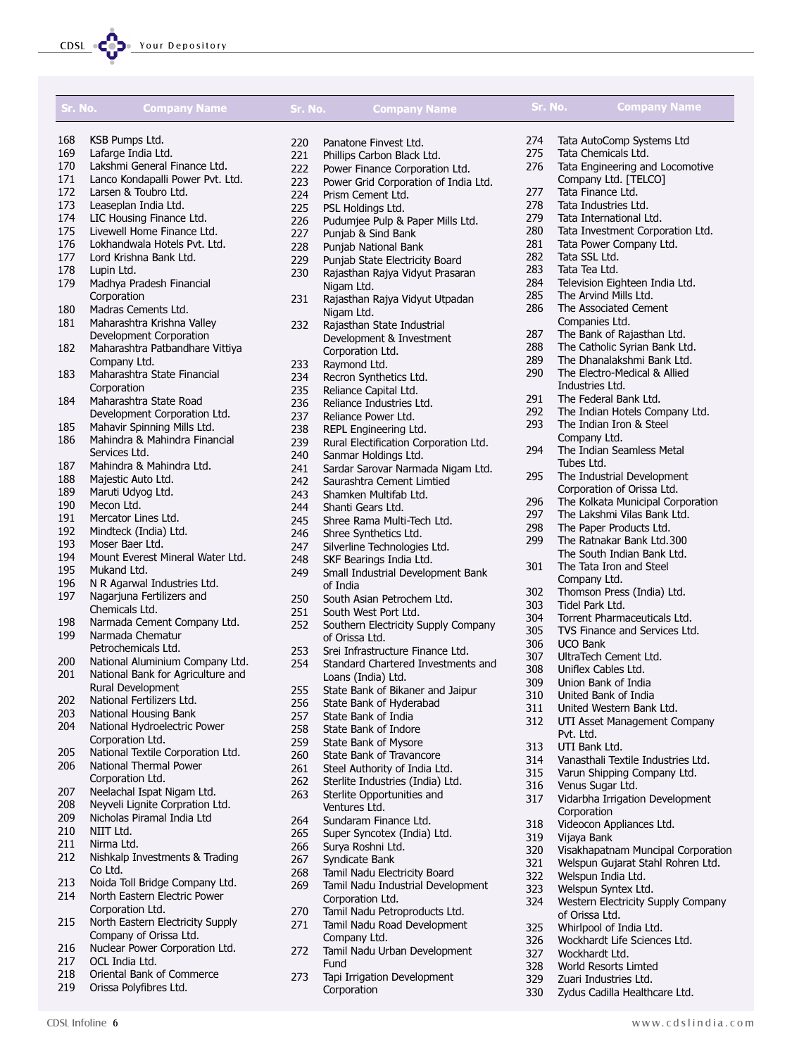| Sr. No. | Company Name |
|---|---|
| 168 | KSB Pumps Ltd. |
| 169 | Lafarge India Ltd. |
| 170 | Lakshmi General Finance Ltd. |
| 171 | Lanco Kondapalli Power Pvt. Ltd. |
| 172 | Larsen & Toubro Ltd. |
| 173 | Leaseplan India Ltd. |
| 174 | LIC Housing Finance Ltd. |
| 175 | Livewell Home Finance Ltd. |
| 176 | Lokhandwala Hotels Pvt. Ltd. |
| 177 | Lord Krishna Bank Ltd. |
| 178 | Lupin Ltd. |
| 179 | Madhya Pradesh Financial Corporation |
| 180 | Madras Cements Ltd. |
| 181 | Maharashtra Krishna Valley Development Corporation |
| 182 | Maharashtra Patbandhare Vittiya Company Ltd. |
| 183 | Maharashtra State Financial Corporation |
| 184 | Maharashtra State Road Development Corporation Ltd. |
| 185 | Mahavir Spinning Mills Ltd. |
| 186 | Mahindra & Mahindra Financial Services Ltd. |
| 187 | Mahindra & Mahindra Ltd. |
| 188 | Majestic Auto Ltd. |
| 189 | Maruti Udyog Ltd. |
| 190 | Mecon Ltd. |
| 191 | Mercator Lines Ltd. |
| 192 | Mindteck (India) Ltd. |
| 193 | Moser Baer Ltd. |
| 194 | Mount Everest Mineral Water Ltd. |
| 195 | Mukand Ltd. |
| 196 | N R Agarwal Industries Ltd. |
| 197 | Nagarjuna Fertilizers and Chemicals Ltd. |
| 198 | Narmada Cement Company Ltd. |
| 199 | Narmada Chematur Petrochemicals Ltd. |
| 200 | National Aluminium Company Ltd. |
| 201 | National Bank for Agriculture and Rural Development |
| 202 | National Fertilizers Ltd. |
| 203 | National Housing Bank |
| 204 | National Hydroelectric Power Corporation Ltd. |
| 205 | National Textile Corporation Ltd. |
| 206 | National Thermal Power Corporation Ltd. |
| 207 | Neelachal Ispat Nigam Ltd. |
| 208 | Neyveli Lignite Corpration Ltd. |
| 209 | Nicholas Piramal India Ltd |
| 210 | NIIT Ltd. |
| 211 | Nirma Ltd. |
| 212 | Nishkalp Investments & Trading Co Ltd. |
| 213 | Noida Toll Bridge Company Ltd. |
| 214 | North Eastern Electric Power Corporation Ltd. |
| 215 | North Eastern Electricity Supply Company of Orissa Ltd. |
| 216 | Nuclear Power Corporation Ltd. |
| 217 | OCL India Ltd. |
| 218 | Oriental Bank of Commerce |
| 219 | Orissa Polyfibres Ltd. |
| 220 | Panatone Finvest Ltd. |
| 221 | Phillips Carbon Black Ltd. |
| 222 | Power Finance Corporation Ltd. |
| 223 | Power Grid Corporation of India Ltd. |
| 224 | Prism Cement Ltd. |
| 225 | PSL Holdings Ltd. |
| 226 | Pudumjee Pulp & Paper Mills Ltd. |
| 227 | Punjab & Sind Bank |
| 228 | Punjab National Bank |
| 229 | Punjab State Electricity Board |
| 230 | Rajasthan Rajya Vidyut Prasaran Nigam Ltd. |
| 231 | Rajasthan Rajya Vidyut Utpadan Nigam Ltd. |
| 232 | Rajasthan State Industrial Development & Investment Corporation Ltd. |
| 233 | Raymond Ltd. |
| 234 | Recron Synthetics Ltd. |
| 235 | Reliance Capital Ltd. |
| 236 | Reliance Industries Ltd. |
| 237 | Reliance Power Ltd. |
| 238 | REPL Engineering Ltd. |
| 239 | Rural Electification Corporation Ltd. |
| 240 | Sanmar Holdings Ltd. |
| 241 | Sardar Sarovar Narmada Nigam Ltd. |
| 242 | Saurashtra Cement Limtied |
| 243 | Shamken Multifab Ltd. |
| 244 | Shanti Gears Ltd. |
| 245 | Shree Rama Multi-Tech Ltd. |
| 246 | Shree Synthetics Ltd. |
| 247 | Silverline Technologies Ltd. |
| 248 | SKF Bearings India Ltd. |
| 249 | Small Industrial Development Bank of India |
| 250 | South Asian Petrochem Ltd. |
| 251 | South West Port Ltd. |
| 252 | Southern Electricity Supply Company of Orissa Ltd. |
| 253 | Srei Infrastructure Finance Ltd. |
| 254 | Standard Chartered Investments and Loans (India) Ltd. |
| 255 | State Bank of Bikaner and Jaipur |
| 256 | State Bank of Hyderabad |
| 257 | State Bank of India |
| 258 | State Bank of Indore |
| 259 | State Bank of Mysore |
| 260 | State Bank of Travancore |
| 261 | Steel Authority of India Ltd. |
| 262 | Sterlite Industries (India) Ltd. |
| 263 | Sterlite Opportunities and Ventures Ltd. |
| 264 | Sundaram Finance Ltd. |
| 265 | Super Syncotex (India) Ltd. |
| 266 | Surya Roshni Ltd. |
| 267 | Syndicate Bank |
| 268 | Tamil Nadu Electricity Board |
| 269 | Tamil Nadu Industrial Development Corporation Ltd. |
| 270 | Tamil Nadu Petroproducts Ltd. |
| 271 | Tamil Nadu Road Development Company Ltd. |
| 272 | Tamil Nadu Urban Development Fund |
| 273 | Tapi Irrigation Development Corporation |
| 274 | Tata AutoComp Systems Ltd |
| 275 | Tata Chemicals Ltd. |
| 276 | Tata Engineering and Locomotive Company Ltd. [TELCO] |
| 277 | Tata Finance Ltd. |
| 278 | Tata Industries Ltd. |
| 279 | Tata International Ltd. |
| 280 | Tata Investment Corporation Ltd. |
| 281 | Tata Power Company Ltd. |
| 282 | Tata SSL Ltd. |
| 283 | Tata Tea Ltd. |
| 284 | Television Eighteen India Ltd. |
| 285 | The Arvind Mills Ltd. |
| 286 | The Associated Cement Companies Ltd. |
| 287 | The Bank of Rajasthan Ltd. |
| 288 | The Catholic Syrian Bank Ltd. |
| 289 | The Dhanalakshmi Bank Ltd. |
| 290 | The Electro-Medical & Allied Industries Ltd. |
| 291 | The Federal Bank Ltd. |
| 292 | The Indian Hotels Company Ltd. |
| 293 | The Indian Iron & Steel Company Ltd. |
| 294 | The Indian Seamless Metal Tubes Ltd. |
| 295 | The Industrial Development Corporation of Orissa Ltd. |
| 296 | The Kolkata Municipal Corporation |
| 297 | The Lakshmi Vilas Bank Ltd. |
| 298 | The Paper Products Ltd. |
| 299 | The Ratnakar Bank Ltd.300 |
|  | The South Indian Bank Ltd. |
| 301 | The Tata Iron and Steel Company Ltd. |
| 302 | Thomson Press (India) Ltd. |
| 303 | Tidel Park Ltd. |
| 304 | Torrent Pharmaceuticals Ltd. |
| 305 | TVS Finance and Services Ltd. |
| 306 | UCO Bank |
| 307 | UltraTech Cement Ltd. |
| 308 | Uniflex Cables Ltd. |
| 309 | Union Bank of India |
| 310 | United Bank of India |
| 311 | United Western Bank Ltd. |
| 312 | UTI Asset Management Company Pvt. Ltd. |
| 313 | UTI Bank Ltd. |
| 314 | Vanasthali Textile Industries Ltd. |
| 315 | Varun Shipping Company Ltd. |
| 316 | Venus Sugar Ltd. |
| 317 | Vidarbha Irrigation Development Corporation |
| 318 | Videocon Appliances Ltd. |
| 319 | Vijaya Bank |
| 320 | Visakhapatnam Muncipal Corporation |
| 321 | Welspun Gujarat Stahl Rohren Ltd. |
| 322 | Welspun India Ltd. |
| 323 | Welspun Syntex Ltd. |
| 324 | Western Electricity Supply Company of Orissa Ltd. |
| 325 | Whirlpool of India Ltd. |
| 326 | Wockhardt Life Sciences Ltd. |
| 327 | Wockhardt Ltd. |
| 328 | World Resorts Limted |
| 329 | Zuari Industries Ltd. |
| 330 | Zydus Cadilla Healthcare Ltd. |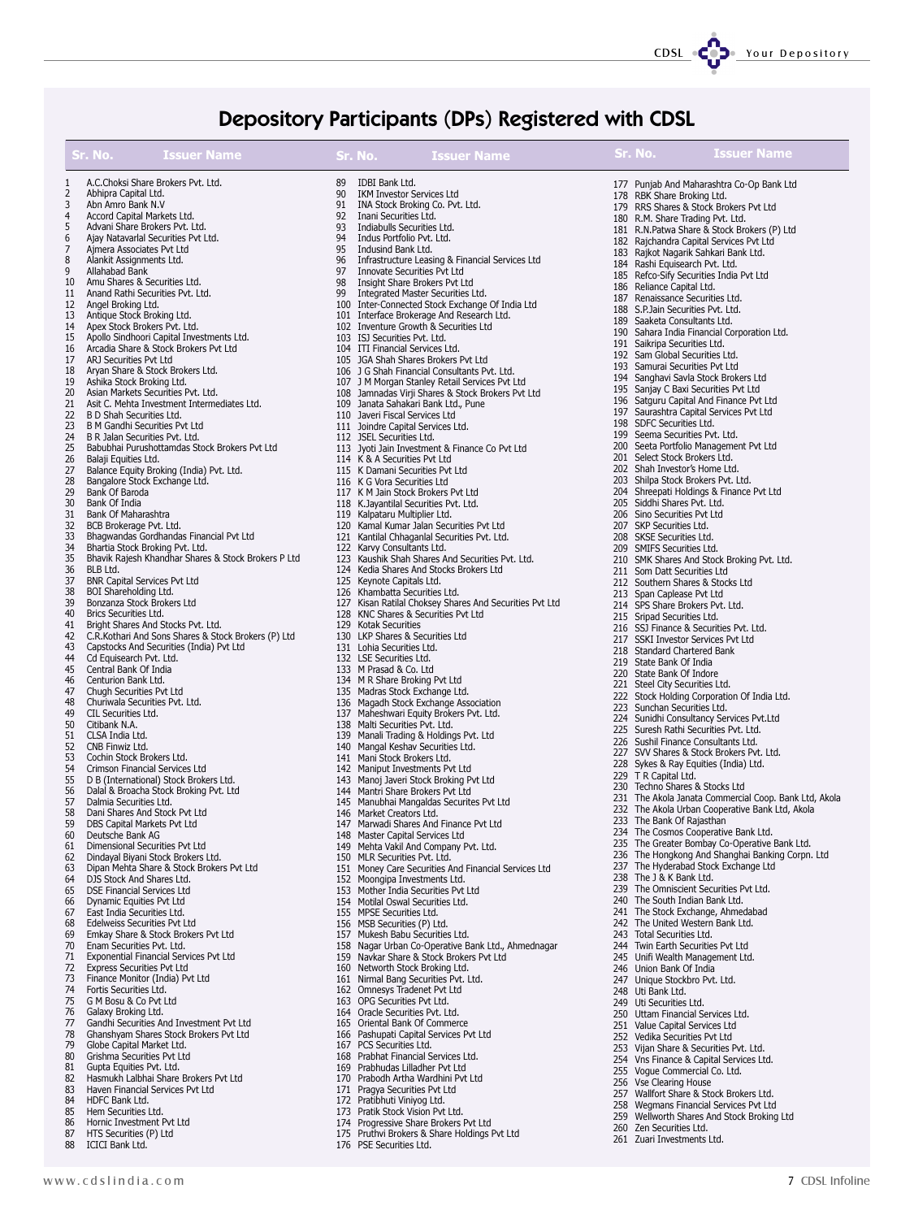# Depository Participants (DPs) Registered with CDSL

| Sr. No. | Issuer Name |
|---|---|
| 1 | A.C.Choksi Share Brokers Pvt. Ltd. |
| 2 | Abhipra Capital Ltd. |
| 3 | Abn Amro Bank N.V |
| 4 | Accord Capital Markets Ltd. |
| 5 | Advani Share Brokers Pvt. Ltd. |
| 6 | Ajay Natavarlal Securities Pvt Ltd. |
| 7 | Ajmera Associates Pvt Ltd |
| 8 | Alankit Assignments Ltd. |
| 9 | Allahabad Bank |
| 10 | Amu Shares & Securities Ltd. |
| 11 | Anand Rathi Securities Pvt. Ltd. |
| 12 | Angel Broking Ltd. |
| 13 | Antique Stock Broking Ltd. |
| 14 | Apex Stock Brokers Pvt. Ltd. |
| 15 | Apollo Sindhoori Capital Investments Ltd. |
| 16 | Arcadia Share & Stock Brokers Pvt Ltd |
| 17 | ARJ Securities Pvt Ltd |
| 18 | Aryan Share & Stock Brokers Ltd. |
| 19 | Ashika Stock Broking Ltd. |
| 20 | Asian Markets Securities Pvt. Ltd. |
| 21 | Asit C. Mehta Investment Intermediates Ltd. |
| 22 | B D Shah Securities Ltd. |
| 23 | B M Gandhi Securities Pvt Ltd |
| 24 | B R Jalan Securities Pvt. Ltd. |
| 25 | Babubhai Purushottamdas Stock Brokers Pvt Ltd |
| 26 | Balaji Equities Ltd. |
| 27 | Balance Equity Broking (India) Pvt. Ltd. |
| 28 | Bangalore Stock Exchange Ltd. |
| 29 | Bank Of Baroda |
| 30 | Bank Of India |
| 31 | Bank Of Maharashtra |
| 32 | BCB Brokerage Pvt. Ltd. |
| 33 | Bhagwandas Gordhandas Financial Pvt Ltd |
| 34 | Bhartia Stock Broking Pvt. Ltd. |
| 35 | Bhavik Rajesh Khandhar Shares & Stock Brokers P Ltd |
| 36 | BLB Ltd. |
| 37 | BNR Capital Services Pvt Ltd |
| 38 | BOI Shareholding Ltd. |
| 39 | Bonzanza Stock Brokers Ltd |
| 40 | Brics Securities Ltd. |
| 41 | Bright Shares And Stocks Pvt. Ltd. |
| 42 | C.R.Kothari And Sons Shares & Stock Brokers (P) Ltd |
| 43 | Capstocks And Securities (India) Pvt Ltd |
| 44 | Cd Equisearch Pvt. Ltd. |
| 45 | Central Bank Of India |
| 46 | Centurion Bank Ltd. |
| 47 | Chugh Securities Pvt Ltd |
| 48 | Churiwala Securities Pvt. Ltd. |
| 49 | CIL Securities Ltd. |
| 50 | Citibank N.A. |
| 51 | CLSA India Ltd. |
| 52 | CNB Finwiz Ltd. |
| 53 | Cochin Stock Brokers Ltd. |
| 54 | Crimson Financial Services Ltd |
| 55 | D B (International) Stock Brokers Ltd. |
| 56 | Dalal & Broacha Stock Broking Pvt. Ltd |
| 57 | Dalmia Securities Ltd. |
| 58 | Dani Shares And Stock Pvt Ltd |
| 59 | DBS Capital Markets Pvt Ltd |
| 60 | Deutsche Bank AG |
| 61 | Dimensional Securities Pvt Ltd |
| 62 | Dindayal Biyani Stock Brokers Ltd. |
| 63 | Dipan Mehta Share & Stock Brokers Pvt Ltd |
| 64 | DJS Stock And Shares Ltd. |
| 65 | DSE Financial Services Ltd |
| 66 | Dynamic Equities Pvt Ltd |
| 67 | East India Securities Ltd. |
| 68 | Edelweiss Securities Pvt Ltd |
| 69 | Emkay Share & Stock Brokers Pvt Ltd |
| 70 | Enam Securities Pvt. Ltd. |
| 71 | Exponential Financial Services Pvt Ltd |
| 72 | Express Securities Pvt Ltd |
| 73 | Finance Monitor (India) Pvt Ltd |
| 74 | Fortis Securities Ltd. |
| 75 | G M Bosu & Co Pvt Ltd |
| 76 | Galaxy Broking Ltd. |
| 77 | Gandhi Securities And Investment Pvt Ltd |
| 78 | Ghanshyam Shares Stock Brokers Pvt Ltd |
| 79 | Globe Capital Market Ltd. |
| 80 | Grishma Securities Pvt Ltd |
| 81 | Gupta Equities Pvt. Ltd. |
| 82 | Hasmukh Lalbhai Share Brokers Pvt Ltd |
| 83 | Haven Financial Services Pvt Ltd |
| 84 | HDFC Bank Ltd. |
| 85 | Hem Securities Ltd. |
| 86 | Hornic Investment Pvt Ltd |
| 87 | HTS Securities (P) Ltd |
| 88 | ICICI Bank Ltd. |
| 89 | IDBI Bank Ltd. |
| 90 | IKM Investor Services Ltd |
| 91 | INA Stock Broking Co. Pvt. Ltd. |
| 92 | Inani Securities Ltd. |
| 93 | Indiabulls Securities Ltd. |
| 94 | Indus Portfolio Pvt. Ltd. |
| 95 | Indusind Bank Ltd. |
| 96 | Infrastructure Leasing & Financial Services Ltd |
| 97 | Innovate Securities Pvt Ltd |
| 98 | Insight Share Brokers Pvt Ltd |
| 99 | Integrated Master Securities Ltd. |
| 100 | Inter-Connected Stock Exchange Of India Ltd |
| 101 | Interface Brokerage And Research Ltd. |
| 102 | Inventure Growth & Securities Ltd |
| 103 | ISJ Securities Pvt. Ltd. |
| 104 | ITI Financial Services Ltd. |
| 105 | JGA Shah Shares Brokers Pvt Ltd |
| 106 | J G Shah Financial Consultants Pvt. Ltd. |
| 107 | J M Morgan Stanley Retail Services Pvt Ltd |
| 108 | Jamnadas Virji Shares & Stock Brokers Pvt Ltd |
| 109 | Janata Sahakari Bank Ltd., Pune |
| 110 | Javeri Fiscal Services Ltd |
| 111 | Joindre Capital Services Ltd. |
| 112 | JSEL Securities Ltd. |
| 113 | Jyoti Jain Investment & Finance Co Pvt Ltd |
| 114 | K & A Securities Pvt Ltd |
| 115 | K Damani Securities Pvt Ltd |
| 116 | K G Vora Securities Ltd |
| 117 | K M Jain Stock Brokers Pvt Ltd |
| 118 | K.Jayantilal Securities Pvt. Ltd. |
| 119 | Kalpataru Multiplier Ltd. |
| 120 | Kamal Kumar Jalan Securities Pvt Ltd |
| 121 | Kantilal Chhaganlal Securities Pvt. Ltd. |
| 122 | Karvy Consultants Ltd. |
| 123 | Kaushik Shah Shares And Securities Pvt. Ltd. |
| 124 | Kedia Shares And Stocks Brokers Ltd |
| 125 | Keynote Capitals Ltd. |
| 126 | Khambatta Securities Ltd. |
| 127 | Kisan Ratilal Choksey Shares And Securities Pvt Ltd |
| 128 | KNC Shares & Securities Pvt Ltd |
| 129 | Kotak Securities |
| 130 | LKP Shares & Securities Ltd |
| 131 | Lohia Securities Ltd. |
| 132 | LSE Securities Ltd. |
| 133 | M Prasad & Co. Ltd |
| 134 | M R Share Broking Pvt Ltd |
| 135 | Madras Stock Exchange Ltd. |
| 136 | Magadh Stock Exchange Association |
| 137 | Maheshwari Equity Brokers Pvt. Ltd. |
| 138 | Malti Securities Pvt. Ltd. |
| 139 | Manali Trading & Holdings Pvt. Ltd |
| 140 | Mangal Keshav Securities Ltd. |
| 141 | Mani Stock Brokers Ltd. |
| 142 | Maniput Investments Pvt Ltd |
| 143 | Manoj Javeri Stock Broking Pvt Ltd |
| 144 | Mantri Share Brokers Pvt Ltd |
| 145 | Manubhai Mangaldas Securites Pvt Ltd |
| 146 | Market Creators Ltd. |
| 147 | Marwadi Shares And Finance Pvt Ltd |
| 148 | Master Capital Services Ltd |
| 149 | Mehta Vakil And Company Pvt. Ltd. |
| 150 | MLR Securities Pvt. Ltd. |
| 151 | Money Care Securities And Financial Services Ltd |
| 152 | Moongipa Investments Ltd. |
| 153 | Mother India Securities Pvt Ltd |
| 154 | Motilal Oswal Securities Ltd. |
| 155 | MPSE Securities Ltd. |
| 156 | MSB Securities (P) Ltd. |
| 157 | Mukesh Babu Securities Ltd. |
| 158 | Nagar Urban Co-Operative Bank Ltd., Ahmednagar |
| 159 | Navkar Share & Stock Brokers Pvt Ltd |
| 160 | Networth Stock Broking Ltd. |
| 161 | Nirmal Bang Securities Pvt. Ltd. |
| 162 | Omnesys Tradenet Pvt Ltd |
| 163 | OPG Securities Pvt. Ltd. |
| 164 | Oracle Securities Pvt. Ltd. |
| 165 | Oriental Bank Of Commerce |
| 166 | Pashupati Capital Services Pvt Ltd |
| 167 | PCS Securities Ltd. |
| 168 | Prabhat Financial Services Ltd. |
| 169 | Prabhudas Lilladher Pvt Ltd |
| 170 | Prabodh Artha Wardhini Pvt Ltd |
| 171 | Pragya Securities Pvt Ltd |
| 172 | Pratibhuti Viniyog Ltd. |
| 173 | Pratik Stock Vision Pvt Ltd. |
| 174 | Progressive Share Brokers Pvt Ltd |
| 175 | Pruthvi Brokers & Share Holdings Pvt Ltd |
| 176 | PSE Securities Ltd. |
| 177 | Punjab And Maharashtra Co-Op Bank Ltd |
| 178 | RBK Share Broking Ltd. |
| 179 | RRS Shares & Stock Brokers Pvt Ltd |
| 180 | R.M. Share Trading Pvt. Ltd. |
| 181 | R.N.Patwa Share & Stock Brokers (P) Ltd |
| 182 | Rajchandra Capital Services Pvt Ltd |
| 183 | Rajkot Nagarik Sahkari Bank Ltd. |
| 184 | Rashi Equisearch Pvt. Ltd. |
| 185 | Refco-Sify Securities India Pvt Ltd |
| 186 | Reliance Capital Ltd. |
| 187 | Renaissance Securities Ltd. |
| 188 | S.P.Jain Securities Pvt. Ltd. |
| 189 | Saaketa Consultants Ltd. |
| 190 | Sahara India Financial Corporation Ltd. |
| 191 | Saikripa Securities Ltd. |
| 192 | Sam Global Securities Ltd. |
| 193 | Samurai Securities Pvt Ltd |
| 194 | Sanghavi Savla Stock Brokers Ltd |
| 195 | Sanjay C Baxi Securities Pvt Ltd |
| 196 | Satguru Capital And Finance Pvt Ltd |
| 197 | Saurashtra Capital Services Pvt Ltd |
| 198 | SDFC Securities Ltd. |
| 199 | Seema Securities Pvt. Ltd. |
| 200 | Seeta Portfolio Management Pvt Ltd |
| 201 | Select Stock Brokers Ltd. |
| 202 | Shah Investor's Home Ltd. |
| 203 | Shilpa Stock Brokers Pvt. Ltd. |
| 204 | Shreepati Holdings & Finance Pvt Ltd |
| 205 | Siddhi Shares Pvt. Ltd. |
| 206 | Sino Securities Pvt Ltd |
| 207 | SKP Securities Ltd. |
| 208 | SKSE Securities Ltd. |
| 209 | SMIFS Securities Ltd. |
| 210 | SMK Shares And Stock Broking Pvt. Ltd. |
| 211 | Som Datt Securities Ltd |
| 212 | Southern Shares & Stocks Ltd |
| 213 | Span Caplease Pvt Ltd |
| 214 | SPS Share Brokers Pvt. Ltd. |
| 215 | Sripad Securities Ltd. |
| 216 | SSJ Finance & Securities Pvt. Ltd. |
| 217 | SSKI Investor Services Pvt Ltd |
| 218 | Standard Chartered Bank |
| 219 | State Bank Of India |
| 220 | State Bank Of Indore |
| 221 | Steel City Securities Ltd. |
| 222 | Stock Holding Corporation Of India Ltd. |
| 223 | Sunchan Securities Ltd. |
| 224 | Sunidhi Consultancy Services Pvt.Ltd |
| 225 | Suresh Rathi Securities Pvt. Ltd. |
| 226 | Sushil Finance Consultants Ltd. |
| 227 | SVV Shares & Stock Brokers Pvt. Ltd. |
| 228 | Sykes & Ray Equities (India) Ltd. |
| 229 | T R Capital Ltd. |
| 230 | Techno Shares & Stocks Ltd |
| 231 | The Akola Janata Commercial Coop. Bank Ltd, Akola |
| 232 | The Akola Urban Cooperative Bank Ltd, Akola |
| 233 | The Bank Of Rajasthan |
| 234 | The Cosmos Cooperative Bank Ltd. |
| 235 | The Greater Bombay Co-Operative Bank Ltd. |
| 236 | The Hongkong And Shanghai Banking Corpn. Ltd |
| 237 | The Hyderabad Stock Exchange Ltd |
| 238 | The J & K Bank Ltd. |
| 239 | The Omniscient Securities Pvt Ltd. |
| 240 | The South Indian Bank Ltd. |
| 241 | The Stock Exchange, Ahmedabad |
| 242 | The United Western Bank Ltd. |
| 243 | Total Securities Ltd. |
| 244 | Twin Earth Securities Pvt Ltd |
| 245 | Unifi Wealth Management Ltd. |
| 246 | Union Bank Of India |
| 247 | Unique Stockbro Pvt. Ltd. |
| 248 | Uti Bank Ltd. |
| 249 | Uti Securities Ltd. |
| 250 | Uttam Financial Services Ltd. |
| 251 | Value Capital Services Ltd |
| 252 | Vedika Securities Pvt Ltd |
| 253 | Vijan Share & Securities Pvt. Ltd. |
| 254 | Vns Finance & Capital Services Ltd. |
| 255 | Vogue Commercial Co. Ltd. |
| 256 | Vse Clearing House |
| 257 | Wallfort Share & Stock Brokers Ltd. |
| 258 | Wegmans Financial Services Pvt Ltd |
| 259 | Wellworth Shares And Stock Broking Ltd |
| 260 | Zen Securities Ltd. |
| 261 | Zuari Investments Ltd. |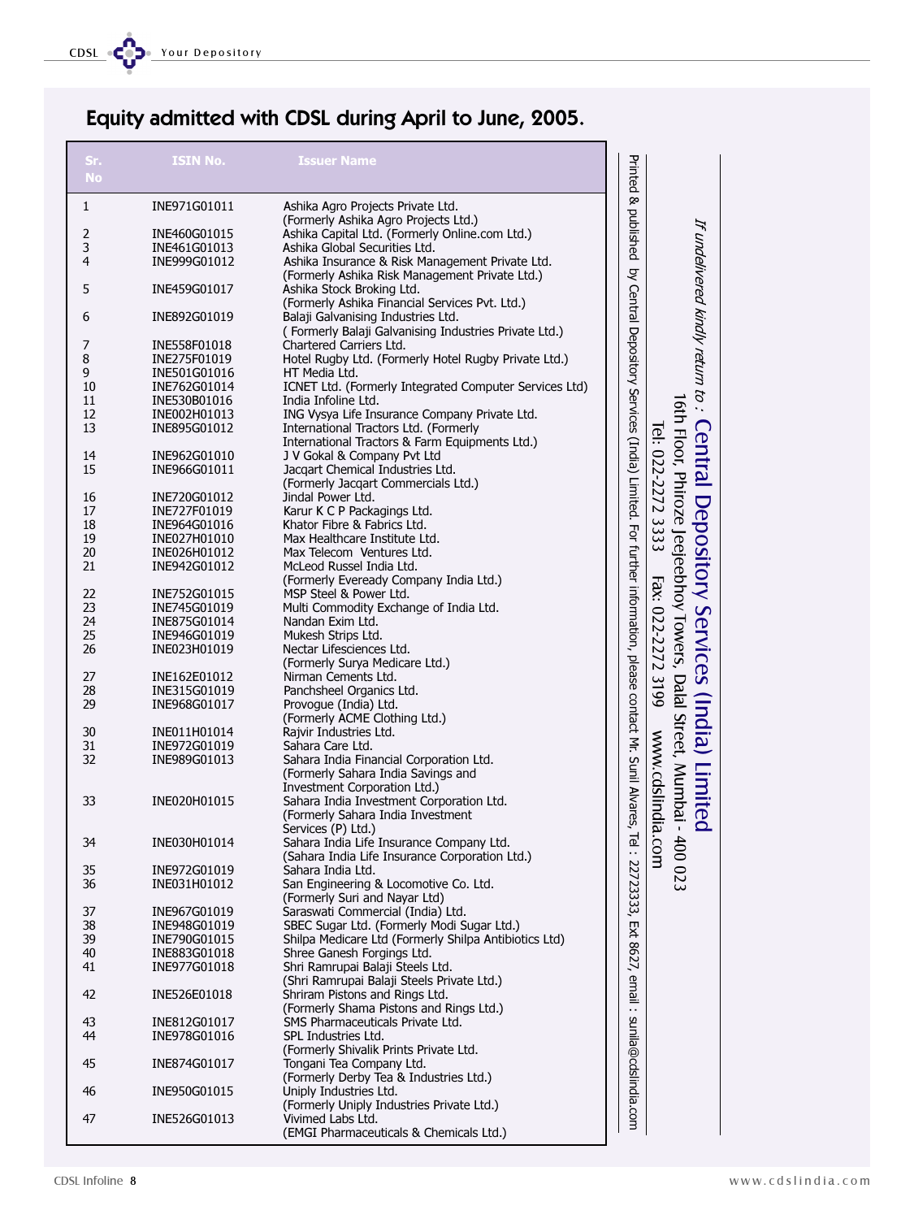# Equity admitted with CDSL during April to June, 2005.

| Sr. No | ISIN No. | Issuer Name |
|---|---|---|
| 1 | INE971G01011 | Ashika Agro Projects Private Ltd. (Formerly Ashika Agro Projects Ltd.) |
| 2 | INE460G01015 | Ashika Capital Ltd. (Formerly Online.com Ltd.) |
| 3 | INE461G01013 | Ashika Global Securities Ltd. |
| 4 | INE999G01012 | Ashika Insurance & Risk Management Private Ltd. (Formerly Ashika Risk Management Private Ltd.) |
| 5 | INE459G01017 | Ashika Stock Broking Ltd. (Formerly Ashika Financial Services Pvt. Ltd.) |
| 6 | INE892G01019 | Balaji Galvanising Industries Ltd. ( Formerly Balaji Galvanising Industries Private Ltd.) |
| 7 | INE558F01018 | Chartered Carriers Ltd. |
| 8 | INE275F01019 | Hotel Rugby Ltd. (Formerly Hotel Rugby Private Ltd.) |
| 9 | INE501G01016 | HT Media Ltd. |
| 10 | INE762G01014 | ICNET Ltd. (Formerly Integrated Computer Services Ltd) |
| 11 | INE530B01016 | India Infoline Ltd. |
| 12 | INE002H01013 | ING Vysya Life Insurance Company Private Ltd. |
| 13 | INE895G01012 | International Tractors Ltd. (Formerly International Tractors & Farm Equipments Ltd.) |
| 14 | INE962G01010 | J V Gokal & Company Pvt Ltd |
| 15 | INE966G01011 | Jacqart Chemical Industries Ltd. (Formerly Jacqart Commercials Ltd.) |
| 16 | INE720G01012 | Jindal Power Ltd. |
| 17 | INE727F01019 | Karur K C P Packagings Ltd. |
| 18 | INE964G01016 | Khator Fibre & Fabrics Ltd. |
| 19 | INE027H01010 | Max Healthcare Institute Ltd. |
| 20 | INE026H01012 | Max Telecom Ventures Ltd. |
| 21 | INE942G01012 | McLeod Russel India Ltd. (Formerly Eveready Company India Ltd.) |
| 22 | INE752G01015 | MSP Steel & Power Ltd. |
| 23 | INE745G01019 | Multi Commodity Exchange of India Ltd. |
| 24 | INE875G01014 | Nandan Exim Ltd. |
| 25 | INE946G01019 | Mukesh Strips Ltd. |
| 26 | INE023H01019 | Nectar Lifesciences Ltd. (Formerly Surya Medicare Ltd.) |
| 27 | INE162E01012 | Nirman Cements Ltd. |
| 28 | INE315G01019 | Panchsheel Organics Ltd. |
| 29 | INE968G01017 | Provogue (India) Ltd. (Formerly ACME Clothing Ltd.) |
| 30 | INE011H01014 | Rajvir Industries Ltd. |
| 31 | INE972G01019 | Sahara Care Ltd. |
| 32 | INE989G01013 | Sahara India Financial Corporation Ltd. (Formerly Sahara India Savings and Investment Corporation Ltd.) |
| 33 | INE020H01015 | Sahara India Investment Corporation Ltd. (Formerly Sahara India Investment Services (P) Ltd.) |
| 34 | INE030H01014 | Sahara India Life Insurance Company Ltd. (Sahara India Life Insurance Corporation Ltd.) |
| 35 | INE972G01019 | Sahara India Ltd. |
| 36 | INE031H01012 | San Engineering & Locomotive Co. Ltd. (Formerly Suri and Nayar Ltd) |
| 37 | INE967G01019 | Saraswati Commercial (India) Ltd. |
| 38 | INE948G01019 | SBEC Sugar Ltd. (Formerly Modi Sugar Ltd.) |
| 39 | INE790G01015 | Shilpa Medicare Ltd (Formerly Shilpa Antibiotics Ltd) |
| 40 | INE883G01018 | Shree Ganesh Forgings Ltd. |
| 41 | INE977G01018 | Shri Ramrupai Balaji Steels Ltd. (Shri Ramrupai Balaji Steels Private Ltd.) |
| 42 | INE526E01018 | Shriram Pistons and Rings Ltd. (Formerly Shama Pistons and Rings Ltd.) |
| 43 | INE812G01017 | SMS Pharmaceuticals Private Ltd. |
| 44 | INE978G01016 | SPL Industries Ltd. (Formerly Shivalik Prints Private Ltd. |
| 45 | INE874G01017 | Tongani Tea Company Ltd. (Formerly Derby Tea & Industries Ltd.) |
| 46 | INE950G01015 | Uniply Industries Ltd. (Formerly Uniply Industries Private Ltd.) |
| 47 | INE526G01013 | Vivimed Labs Ltd. (EMGI Pharmaceuticals & Chemicals Ltd.) |

*If undelivered kindly return to :* **Central Depository Services (India) Limited**
16th Floor, Phiroze Jeejeebhoy Towers, Dalal Street, Mumbai - 400 023
Tel: 022-2272 3333 Fax: 022-2272 3199 www.cdslindia.com

Printed & published by Central Depository Services (India) Limited. For further information, please contact Mr. Sunil Alvares, Tel : 22723333, Ext 8627, email : sunila@cdslindia.com